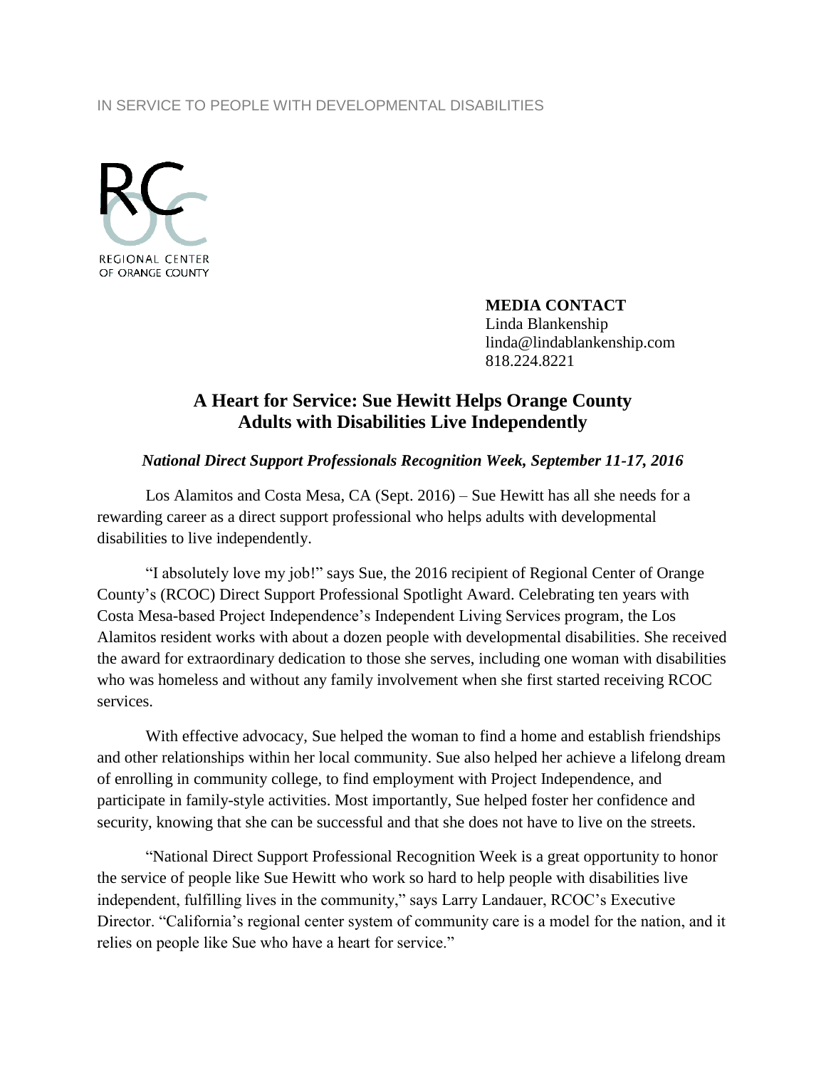IN SERVICE TO PEOPLE WITH DEVELOPMENTAL DISABILITIES

RC OC
REGIONAL CENTER OF ORANGE COUNTY

**MEDIA CONTACT**
Linda Blankenship
linda@lindablankenship.com
818.224.8221

# A Heart for Service: Sue Hewitt Helps Orange County Adults with Disabilities Live Independently

***National Direct Support Professionals Recognition Week, September 11-17, 2016***

Los Alamitos and Costa Mesa, CA (Sept. 2016) – Sue Hewitt has all she needs for a rewarding career as a direct support professional who helps adults with developmental disabilities to live independently.

"I absolutely love my job!" says Sue, the 2016 recipient of Regional Center of Orange County's (RCOC) Direct Support Professional Spotlight Award. Celebrating ten years with Costa Mesa-based Project Independence's Independent Living Services program, the Los Alamitos resident works with about a dozen people with developmental disabilities. She received the award for extraordinary dedication to those she serves, including one woman with disabilities who was homeless and without any family involvement when she first started receiving RCOC services.

With effective advocacy, Sue helped the woman to find a home and establish friendships and other relationships within her local community. Sue also helped her achieve a lifelong dream of enrolling in community college, to find employment with Project Independence, and participate in family-style activities. Most importantly, Sue helped foster her confidence and security, knowing that she can be successful and that she does not have to live on the streets.

"National Direct Support Professional Recognition Week is a great opportunity to honor the service of people like Sue Hewitt who work so hard to help people with disabilities live independent, fulfilling lives in the community," says Larry Landauer, RCOC's Executive Director. "California's regional center system of community care is a model for the nation, and it relies on people like Sue who have a heart for service."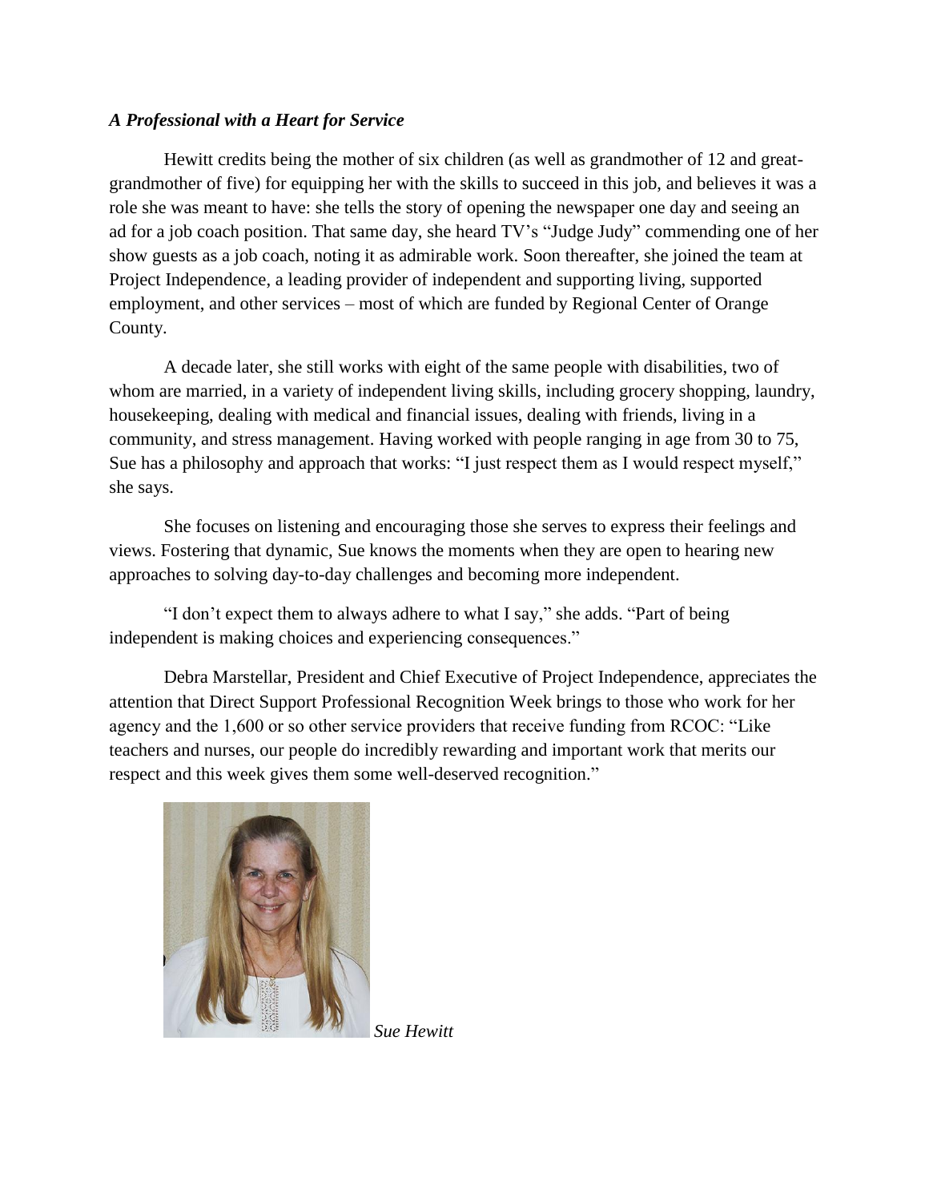### *A Professional with a Heart for Service*

Hewitt credits being the mother of six children (as well as grandmother of 12 and great-grandmother of five) for equipping her with the skills to succeed in this job, and believes it was a role she was meant to have: she tells the story of opening the newspaper one day and seeing an ad for a job coach position. That same day, she heard TV's "Judge Judy" commending one of her show guests as a job coach, noting it as admirable work. Soon thereafter, she joined the team at Project Independence, a leading provider of independent and supporting living, supported employment, and other services – most of which are funded by Regional Center of Orange County.

A decade later, she still works with eight of the same people with disabilities, two of whom are married, in a variety of independent living skills, including grocery shopping, laundry, housekeeping, dealing with medical and financial issues, dealing with friends, living in a community, and stress management. Having worked with people ranging in age from 30 to 75, Sue has a philosophy and approach that works: "I just respect them as I would respect myself," she says.

She focuses on listening and encouraging those she serves to express their feelings and views. Fostering that dynamic, Sue knows the moments when they are open to hearing new approaches to solving day-to-day challenges and becoming more independent.

"I don't expect them to always adhere to what I say," she adds. "Part of being independent is making choices and experiencing consequences."

Debra Marstellar, President and Chief Executive of Project Independence, appreciates the attention that Direct Support Professional Recognition Week brings to those who work for her agency and the 1,600 or so other service providers that receive funding from RCOC: "Like teachers and nurses, our people do incredibly rewarding and important work that merits our respect and this week gives them some well-deserved recognition."

*Sue Hewitt*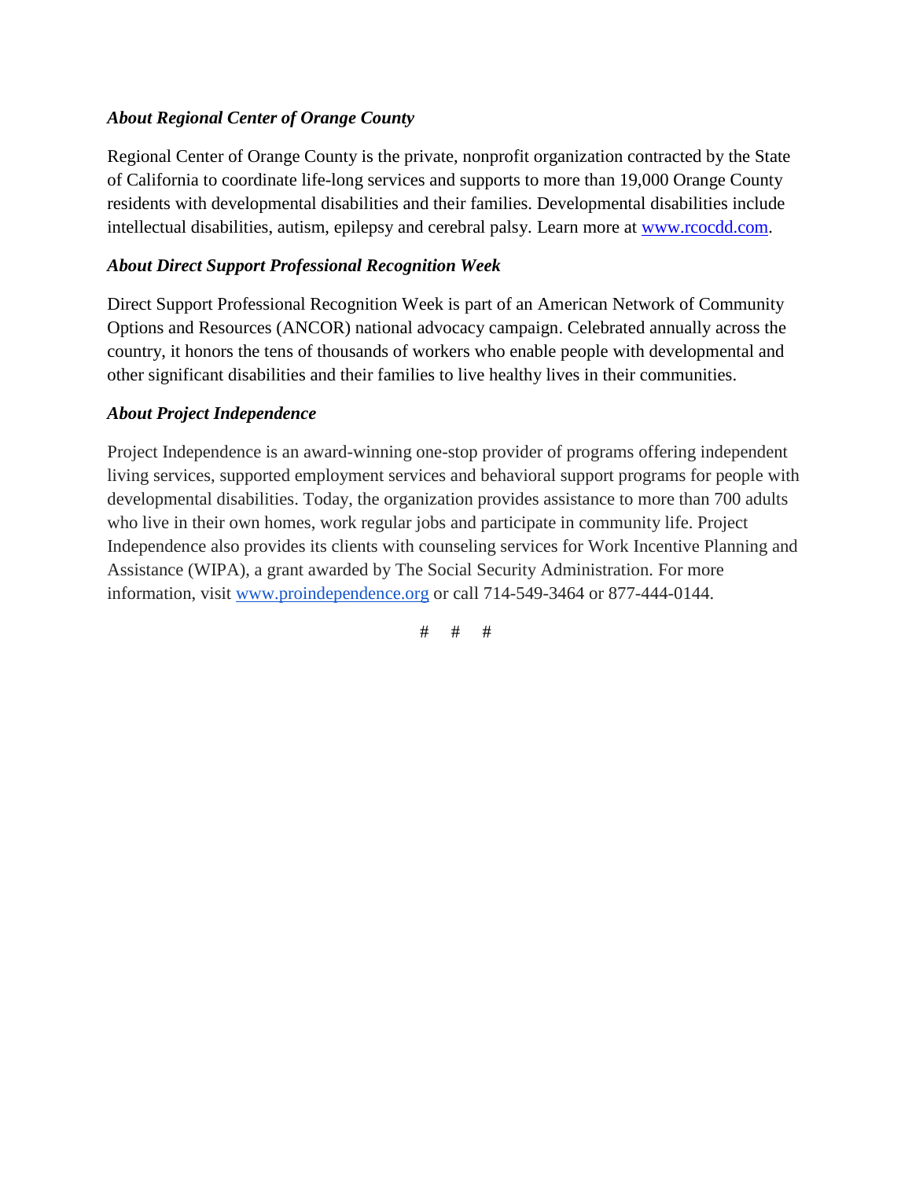***About Regional Center of Orange County***

Regional Center of Orange County is the private, nonprofit organization contracted by the State of California to coordinate life-long services and supports to more than 19,000 Orange County residents with developmental disabilities and their families. Developmental disabilities include intellectual disabilities, autism, epilepsy and cerebral palsy. Learn more at [www.rcocdd.com](http://www.rcocdd.com).

***About Direct Support Professional Recognition Week***

Direct Support Professional Recognition Week is part of an American Network of Community Options and Resources (ANCOR) national advocacy campaign. Celebrated annually across the country, it honors the tens of thousands of workers who enable people with developmental and other significant disabilities and their families to live healthy lives in their communities.

***About Project Independence***

Project Independence is an award-winning one-stop provider of programs offering independent living services, supported employment services and behavioral support programs for people with developmental disabilities. Today, the organization provides assistance to more than 700 adults who live in their own homes, work regular jobs and participate in community life. Project Independence also provides its clients with counseling services for Work Incentive Planning and Assistance (WIPA), a grant awarded by The Social Security Administration. For more information, visit [www.proindependence.org](http://www.proindependence.org) or call 714-549-3464 or 877-444-0144.

# # #